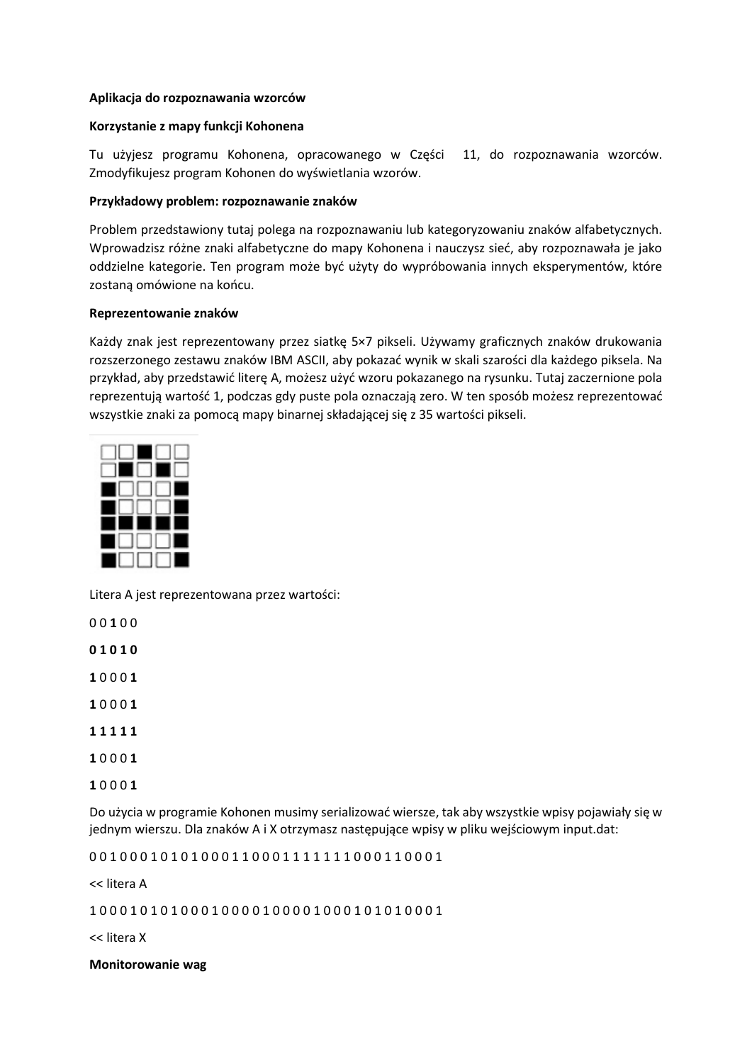**Aplikacja do rozpoznawania wzorców**

**Korzystanie z mapy funkcji Kohonena**

Tu użyjesz programu Kohonena, opracowanego w Części 11, do rozpoznawania wzorców. Zmodyfikujesz program Kohonen do wyświetlania wzorów.

**Przykładowy problem: rozpoznawanie znaków**

Problem przedstawiony tutaj polega na rozpoznawaniu lub kategoryzowaniu znaków alfabetycznych. Wprowadzisz różne znaki alfabetyczne do mapy Kohonena i nauczysz sieć, aby rozpoznawała je jako oddzielne kategorie. Ten program może być użyty do wypróbowania innych eksperymentów, które zostaną omówione na końcu.

**Reprezentowanie znaków**

Każdy znak jest reprezentowany przez siatkę 5×7 pikseli. Używamy graficznych znaków drukowania rozszerzonego zestawu znaków IBM ASCII, aby pokazać wynik w skali szarości dla każdego piksela. Na przykład, aby przedstawić literę A, możesz użyć wzoru pokazanego na rysunku. Tutaj zaczernione pola reprezentują wartość 1, podczas gdy puste pola oznaczają zero. W ten sposób możesz reprezentować wszystkie znaki za pomocą mapy binarnej składającej się z 35 wartości pikseli.

Litera A jest reprezentowana przez wartości:

0 0 **1** 0 0

**0 1 0 1 0**

**1** 0 0 0 **1**

**1** 0 0 0 **1**

**1 1 1 1 1**

**1** 0 0 0 **1**

**1** 0 0 0 **1**

Do użycia w programie Kohonen musimy serializować wiersze, tak aby wszystkie wpisy pojawiały się w jednym wierszu. Dla znaków A i X otrzymasz następujące wpisy w pliku wejściowym input.dat:

0 0 1 0 0 0 1 0 1 0 1 0 0 0 1 1 0 0 0 1 1 1 1 1 1 1 0 0 0 1 1 0 0 0 1

<< litera A

1 0 0 0 1 0 1 0 1 0 0 0 1 0 0 0 0 1 0 0 0 0 1 0 0 0 1 0 1 0 1 0 0 0 1

<< litera X

**Monitorowanie wag**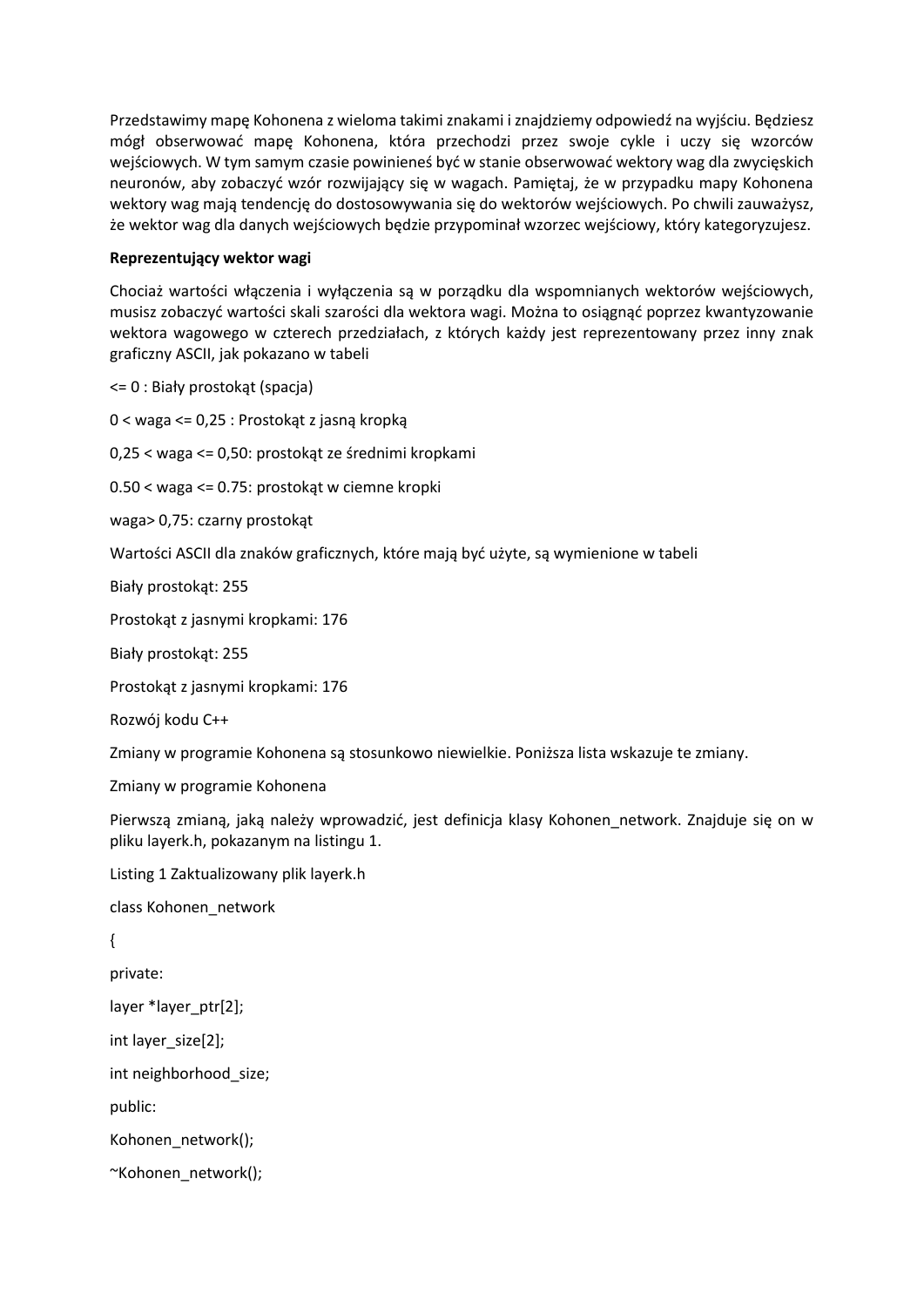Przedstawimy mapę Kohonena z wieloma takimi znakami i znajdziemy odpowiedź na wyjściu. Będziesz mógł obserwować mapę Kohonena, która przechodzi przez swoje cykle i uczy się wzorców wejściowych. W tym samym czasie powinieneś być w stanie obserwować wektory wag dla zwycięskich neuronów, aby zobaczyć wzór rozwijający się w wagach. Pamiętaj, że w przypadku mapy Kohonena wektory wag mają tendencję do dostosowywania się do wektorów wejściowych. Po chwili zauważysz, że wektor wag dla danych wejściowych będzie przypominał wzorzec wejściowy, który kategoryzujesz.

**Reprezentujący wektor wagi**

Chociaż wartości włączenia i wyłączenia są w porządku dla wspomnianych wektorów wejściowych, musisz zobaczyć wartości skali szarości dla wektora wagi. Można to osiągnąć poprzez kwantyzowanie wektora wagowego w czterech przedziałach, z których każdy jest reprezentowany przez inny znak graficzny ASCII, jak pokazano w tabeli

<= 0 : Biały prostokąt (spacja)

0 < waga <= 0,25 : Prostokąt z jasną kropką

0,25 < waga <= 0,50: prostokąt ze średnimi kropkami

0.50 < waga <= 0.75: prostokąt w ciemne kropki

waga> 0,75: czarny prostokąt

Wartości ASCII dla znaków graficznych, które mają być użyte, są wymienione w tabeli

Biały prostokąt: 255

Prostokąt z jasnymi kropkami: 176

Biały prostokąt: 255

Prostokąt z jasnymi kropkami: 176

Rozwój kodu C++

Zmiany w programie Kohonena są stosunkowo niewielkie. Poniższa lista wskazuje te zmiany.

Zmiany w programie Kohonena

Pierwszą zmianą, jaką należy wprowadzić, jest definicja klasy Kohonen_network. Znajduje się on w pliku layerk.h, pokazanym na listingu 1.

Listing 1 Zaktualizowany plik layerk.h

```
class Kohonen_network

{

private:

layer *layer_ptr[2];

int layer_size[2];

int neighborhood_size;

public:

Kohonen_network();

~Kohonen_network();
```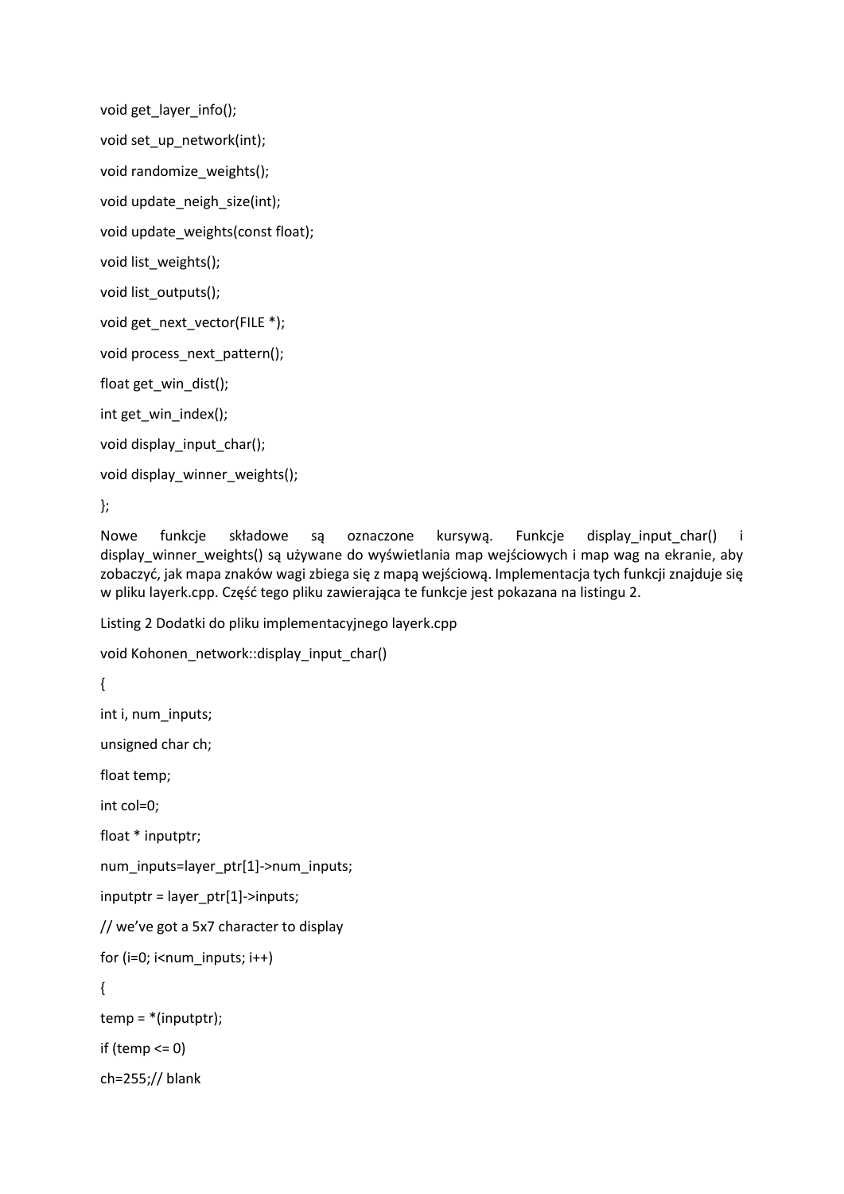```
void get_layer_info();
void set_up_network(int);
void randomize_weights();
void update_neigh_size(int);
void update_weights(const float);
void list_weights();
void list_outputs();
void get_next_vector(FILE *);
void process_next_pattern();
float get_win_dist();
int get_win_index();
void display_input_char();
void display_winner_weights();
};
```

Nowe funkcje składowe są oznaczone kursywą. Funkcje display_input_char() i display_winner_weights() są używane do wyświetlania map wejściowych i map wag na ekranie, aby zobaczyć, jak mapa znaków wagi zbiega się z mapą wejściową. Implementacja tych funkcji znajduje się w pliku layerk.cpp. Część tego pliku zawierająca te funkcje jest pokazana na listingu 2.

Listing 2 Dodatki do pliku implementacyjnego layerk.cpp

```
void Kohonen_network::display_input_char()
{
int i, num_inputs;
unsigned char ch;
float temp;
int col=0;
float * inputptr;
num_inputs=layer_ptr[1]->num_inputs;
inputptr = layer_ptr[1]->inputs;
// we've got a 5x7 character to display
for (i=0; i<num_inputs; i++)
{
temp = *(inputptr);
if (temp <= 0)
ch=255;// blank
```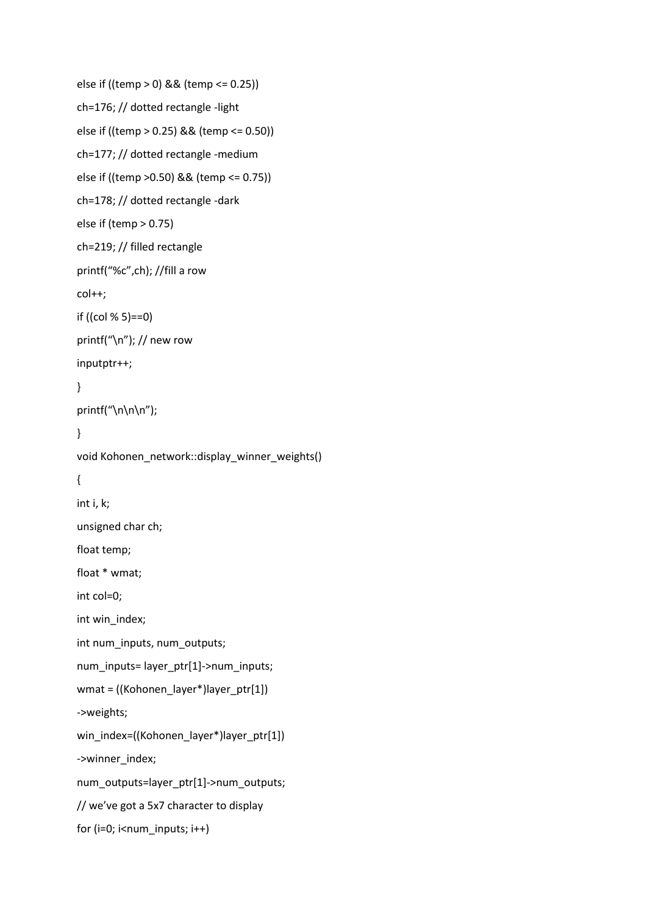```
else if ((temp > 0) && (temp <= 0.25))
ch=176; // dotted rectangle -light
else if ((temp > 0.25) && (temp <= 0.50))
ch=177; // dotted rectangle -medium
else if ((temp >0.50) && (temp <= 0.75))
ch=178; // dotted rectangle -dark
else if (temp > 0.75)
ch=219; // filled rectangle
printf("%c",ch); //fill a row
col++;
if ((col % 5)==0)
printf("\n"); // new row
inputptr++;
}
printf("\n\n\n");
}
void Kohonen_network::display_winner_weights()
{
int i, k;
unsigned char ch;
float temp;
float * wmat;
int col=0;
int win_index;
int num_inputs, num_outputs;
num_inputs= layer_ptr[1]->num_inputs;
wmat = ((Kohonen_layer*)layer_ptr[1])
->weights;
win_index=((Kohonen_layer*)layer_ptr[1])
->winner_index;
num_outputs=layer_ptr[1]->num_outputs;
// we've got a 5x7 character to display
for (i=0; i<num_inputs; i++)
```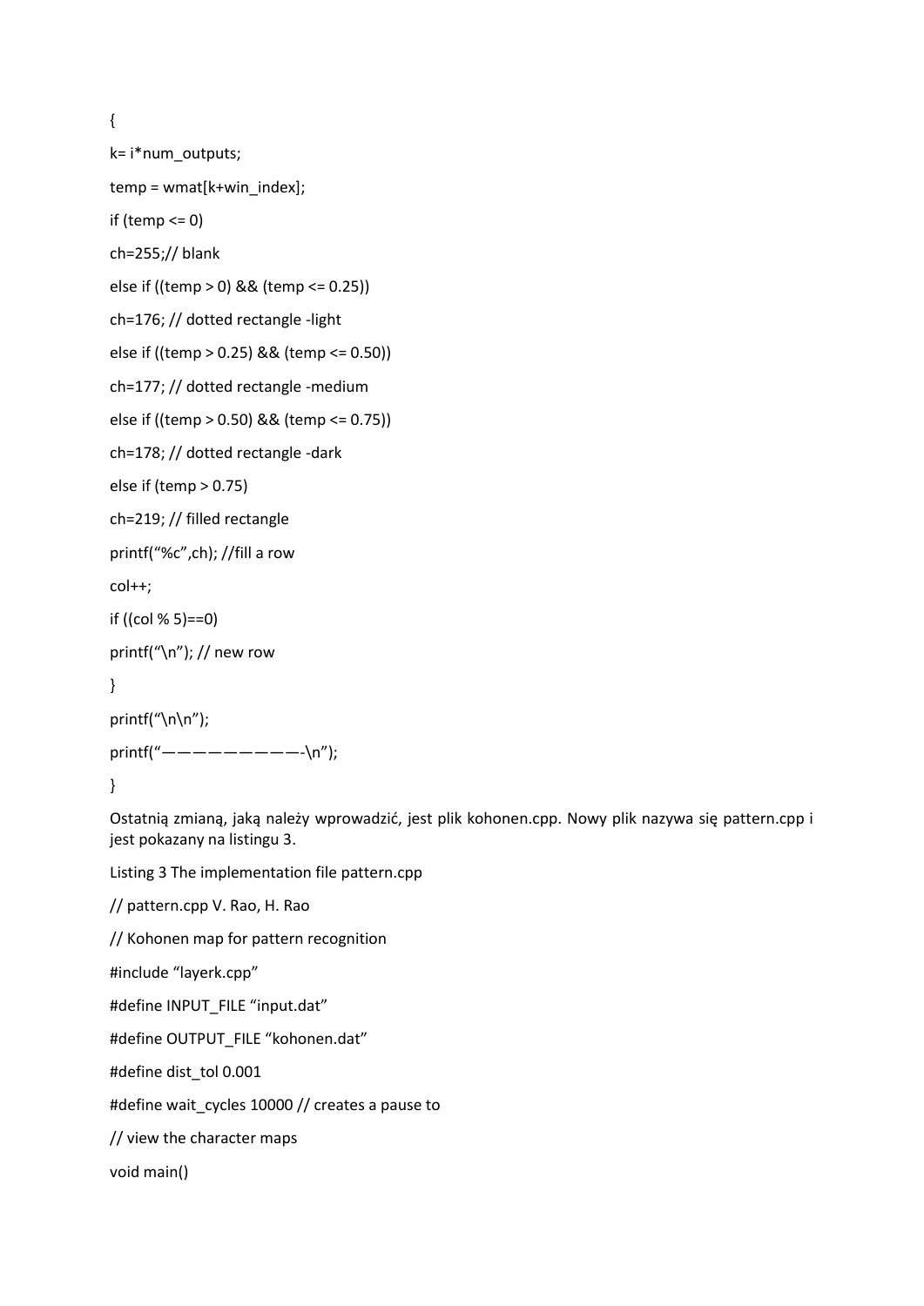```
{
k= i*num_outputs;
temp = wmat[k+win_index];
if (temp <= 0)
ch=255;// blank
else if ((temp > 0) && (temp <= 0.25))
ch=176; // dotted rectangle -light
else if ((temp > 0.25) && (temp <= 0.50))
ch=177; // dotted rectangle -medium
else if ((temp > 0.50) && (temp <= 0.75))
ch=178; // dotted rectangle -dark
else if (temp > 0.75)
ch=219; // filled rectangle
printf("%c",ch); //fill a row
col++;
if ((col % 5)==0)
printf("\n"); // new row
}
printf("\n\n");
printf("—————————-\n");
}
```

Ostatnią zmianą, jaką należy wprowadzić, jest plik kohonen.cpp. Nowy plik nazywa się pattern.cpp i jest pokazany na listingu 3.

Listing 3 The implementation file pattern.cpp

```
// pattern.cpp V. Rao, H. Rao
// Kohonen map for pattern recognition
#include "layerk.cpp"
#define INPUT_FILE "input.dat"
#define OUTPUT_FILE "kohonen.dat"
#define dist_tol 0.001
#define wait_cycles 10000 // creates a pause to
// view the character maps
void main()
```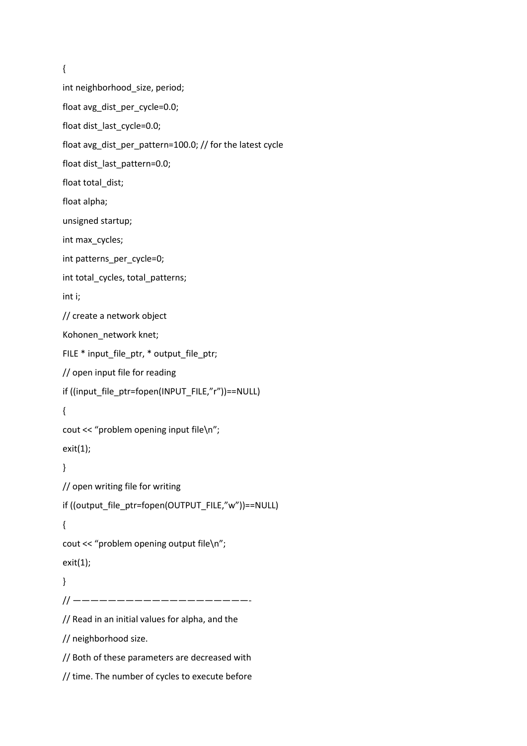```
{
int neighborhood_size, period;
float avg_dist_per_cycle=0.0;
float dist_last_cycle=0.0;
float avg_dist_per_pattern=100.0; // for the latest cycle
float dist_last_pattern=0.0;
float total_dist;
float alpha;
unsigned startup;
int max_cycles;
int patterns_per_cycle=0;
int total_cycles, total_patterns;
int i;
// create a network object
Kohonen_network knet;
FILE * input_file_ptr, * output_file_ptr;
// open input file for reading
if ((input_file_ptr=fopen(INPUT_FILE,"r"))==NULL)
{
cout << "problem opening input file\n";
exit(1);
}
// open writing file for writing
if ((output_file_ptr=fopen(OUTPUT_FILE,"w"))==NULL)
{
cout << "problem opening output file\n";
exit(1);
}
// ————————————————————-
// Read in an initial values for alpha, and the
// neighborhood size.
// Both of these parameters are decreased with
// time. The number of cycles to execute before
```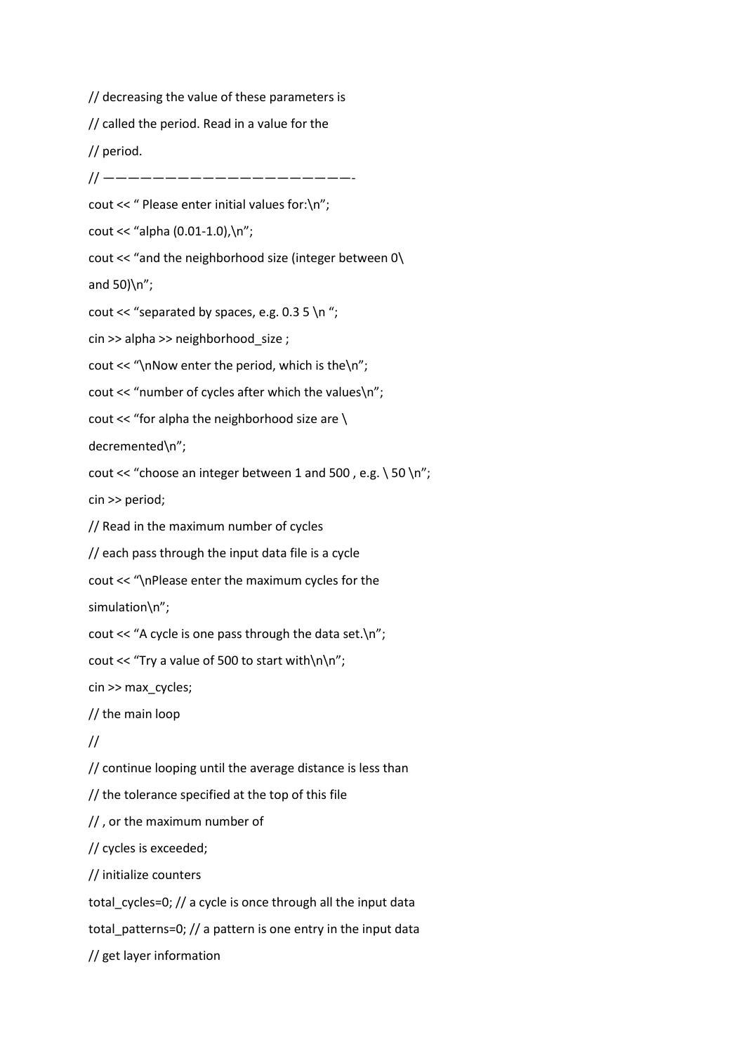```
// decreasing the value of these parameters is
// called the period. Read in a value for the
// period.
// ———————————————————-
cout << " Please enter initial values for:\n";
cout << "alpha (0.01-1.0),\n";
cout << "and the neighborhood size (integer between 0\
and 50)\n";
cout << "separated by spaces, e.g. 0.3 5 \n ";
cin >> alpha >> neighborhood_size ;
cout << "\nNow enter the period, which is the\n";
cout << "number of cycles after which the values\n";
cout << "for alpha the neighborhood size are \
decremented\n";
cout << "choose an integer between 1 and 500 , e.g. \ 50 \n";
cin >> period;
// Read in the maximum number of cycles
// each pass through the input data file is a cycle
cout << "\nPlease enter the maximum cycles for the
simulation\n";
cout << "A cycle is one pass through the data set.\n";
cout << "Try a value of 500 to start with\n\n";
cin >> max_cycles;
// the main loop
//
// continue looping until the average distance is less than
// the tolerance specified at the top of this file
// , or the maximum number of
// cycles is exceeded;
// initialize counters
total_cycles=0; // a cycle is once through all the input data
total_patterns=0; // a pattern is one entry in the input data
// get layer information
```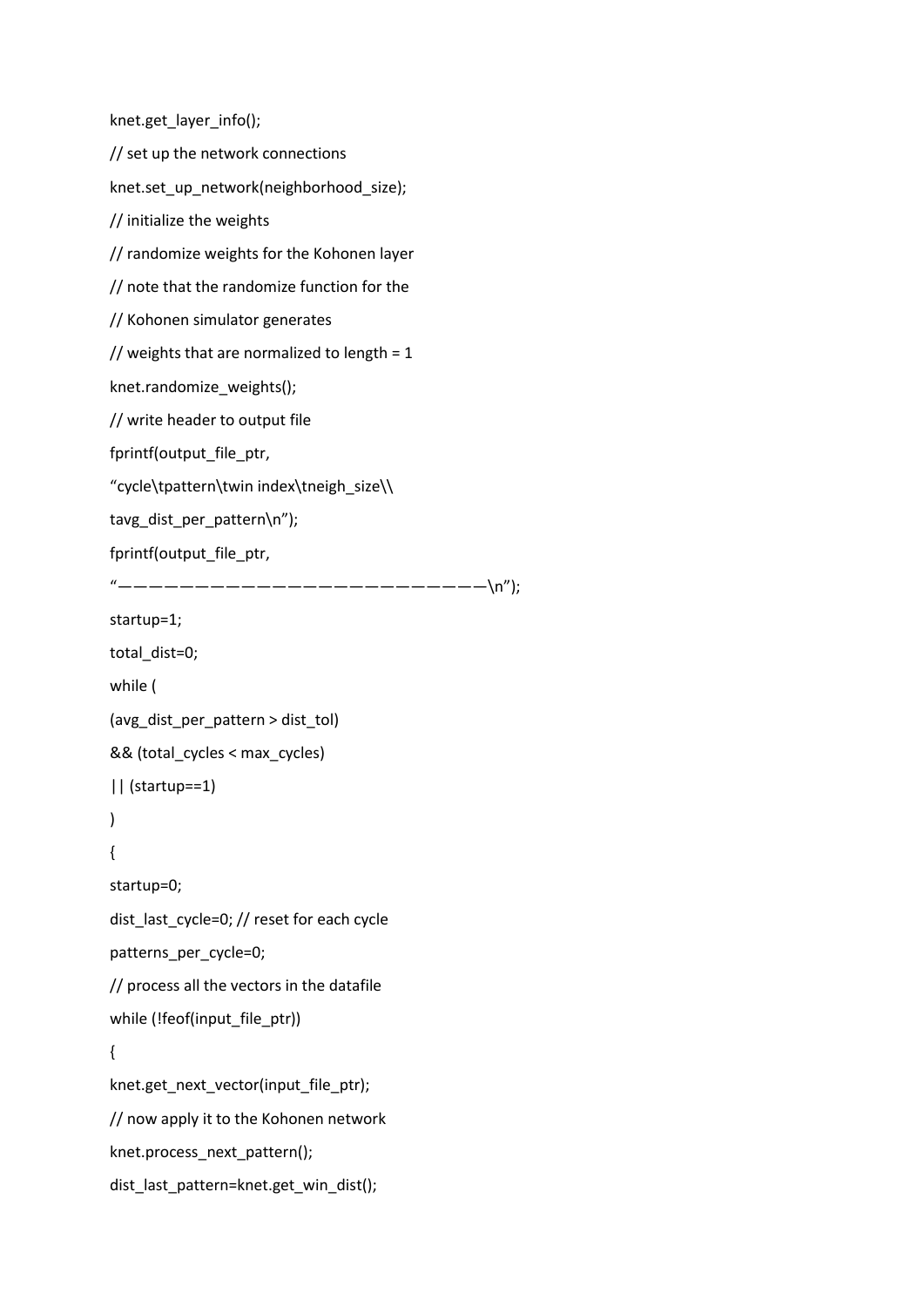```
knet.get_layer_info();
// set up the network connections
knet.set_up_network(neighborhood_size);
// initialize the weights
// randomize weights for the Kohonen layer
// note that the randomize function for the
// Kohonen simulator generates
// weights that are normalized to length = 1
knet.randomize_weights();
// write header to output file
fprintf(output_file_ptr,
“cycle\tpattern\twin index\tneigh_size\\
tavg_dist_per_pattern\n”);
fprintf(output_file_ptr,
“————————————————————————\n”);
startup=1;
total_dist=0;
while (
(avg_dist_per_pattern > dist_tol)
&& (total_cycles < max_cycles)
|| (startup==1)
)
{
startup=0;
dist_last_cycle=0; // reset for each cycle
patterns_per_cycle=0;
// process all the vectors in the datafile
while (!feof(input_file_ptr))
{
knet.get_next_vector(input_file_ptr);
// now apply it to the Kohonen network
knet.process_next_pattern();
dist_last_pattern=knet.get_win_dist();
```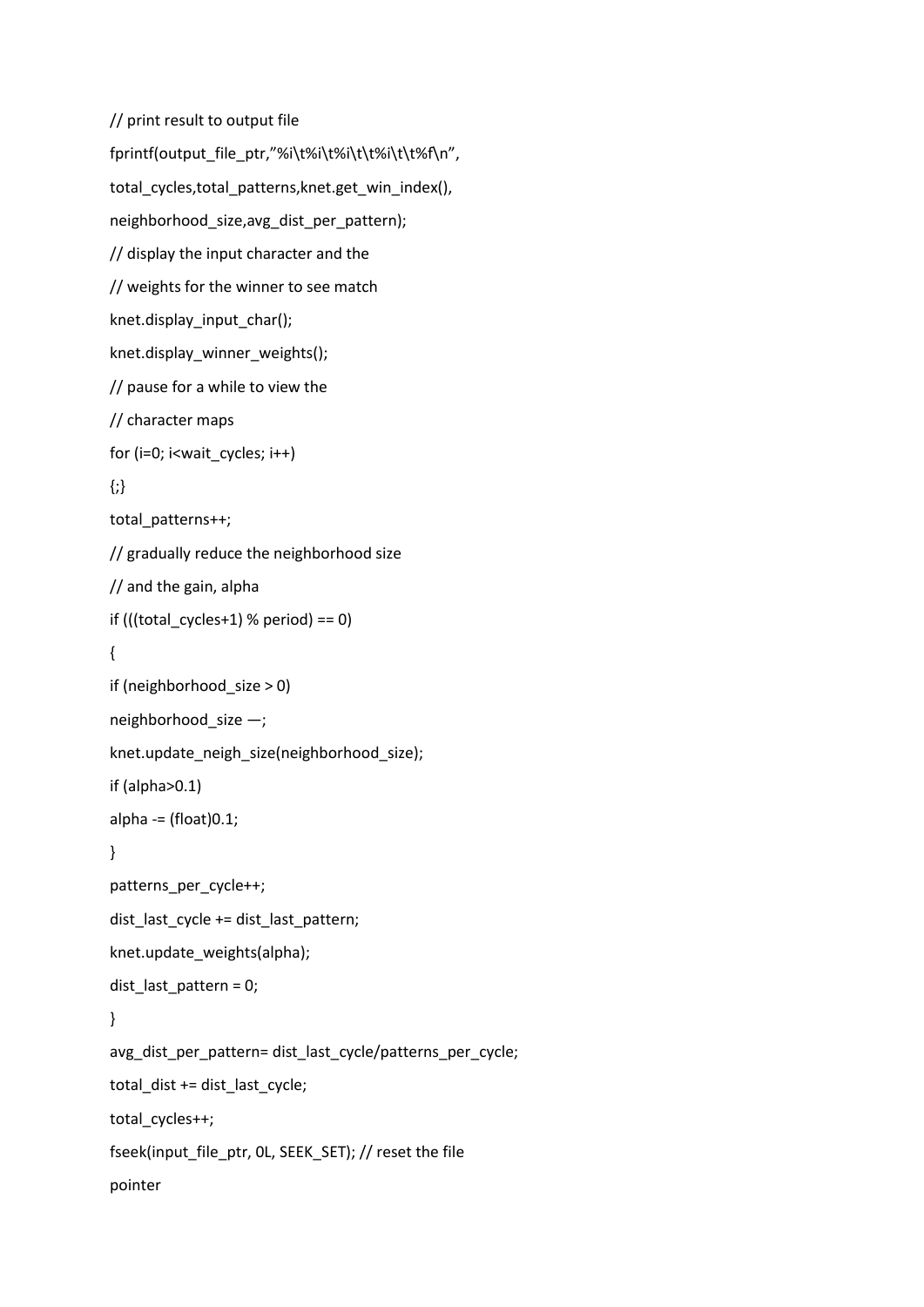```
// print result to output file
fprintf(output_file_ptr,”%i\t%i\t%i\t\t%i\t\t%f\n”,
total_cycles,total_patterns,knet.get_win_index(),
neighborhood_size,avg_dist_per_pattern);
// display the input character and the
// weights for the winner to see match
knet.display_input_char();
knet.display_winner_weights();
// pause for a while to view the
// character maps
for (i=0; i<wait_cycles; i++)
{;}
total_patterns++;
// gradually reduce the neighborhood size
// and the gain, alpha
if (((total_cycles+1) % period) == 0)
{
if (neighborhood_size > 0)
neighborhood_size —;
knet.update_neigh_size(neighborhood_size);
if (alpha>0.1)
alpha -= (float)0.1;
}
patterns_per_cycle++;
dist_last_cycle += dist_last_pattern;
knet.update_weights(alpha);
dist_last_pattern = 0;
}
avg_dist_per_pattern= dist_last_cycle/patterns_per_cycle;
total_dist += dist_last_cycle;
total_cycles++;
fseek(input_file_ptr, 0L, SEEK_SET); // reset the file
pointer
```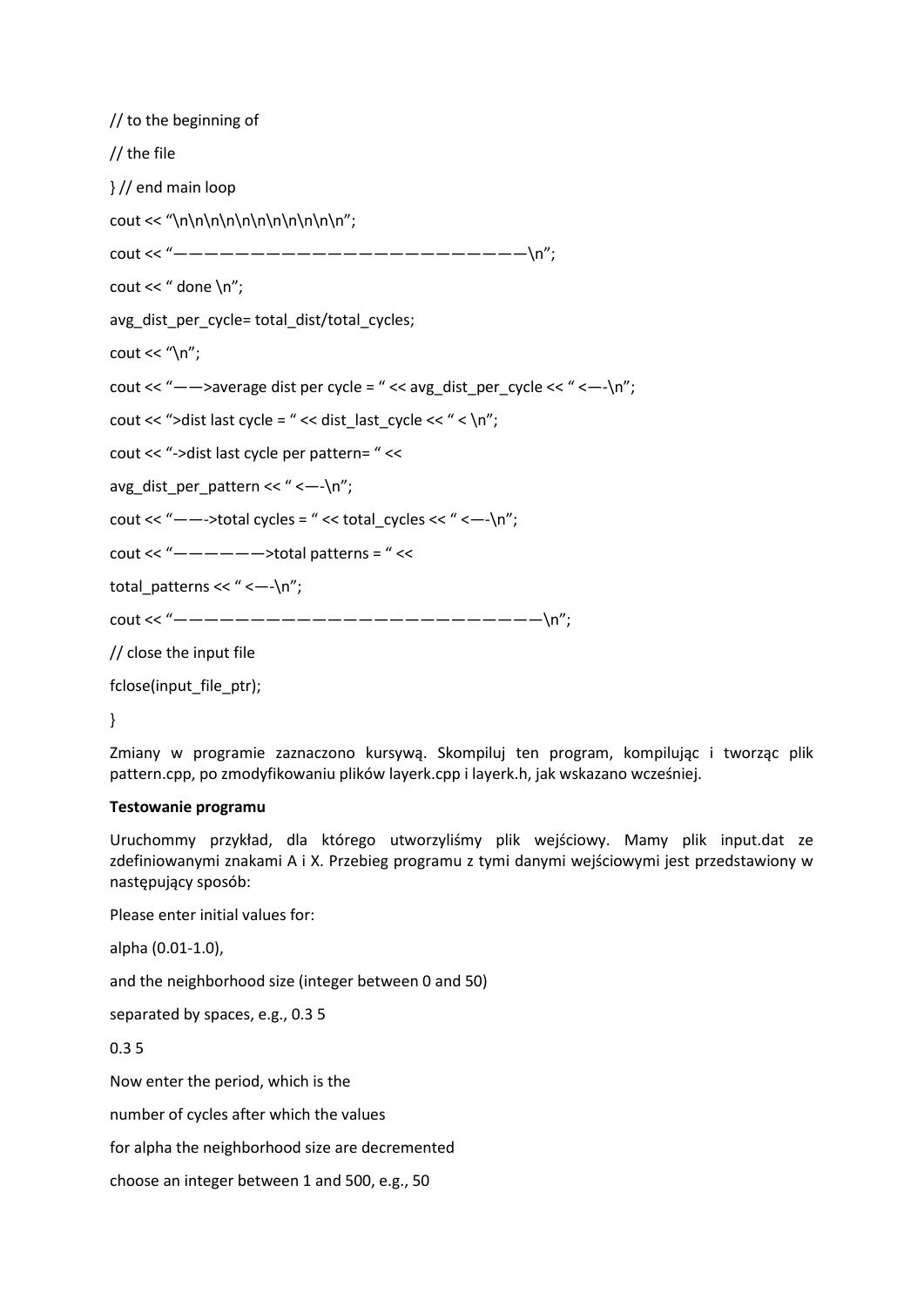```
// to the beginning of
// the file
} // end main loop
cout << "\n\n\n\n\n\n\n\n\n\n\n";
cout << "————————————————————————\n";
cout << " done \n";
avg_dist_per_cycle= total_dist/total_cycles;
cout << "\n";
cout << "——>average dist per cycle = " << avg_dist_per_cycle << " <—-\n";
cout << ">dist last cycle = " << dist_last_cycle << " < \n";
cout << "->dist last cycle per pattern= " <<
avg_dist_per_pattern << " <—-\n";
cout << "——->total cycles = " << total_cycles << " <—-\n";
cout << "——————>total patterns = " <<
total_patterns << " <—-\n";
cout << "—————————————————————————\n";
// close the input file
fclose(input_file_ptr);
}
```

Zmiany w programie zaznaczono kursywą. Skompiluj ten program, kompilując i tworząc plik pattern.cpp, po zmodyfikowaniu plików layerk.cpp i layerk.h, jak wskazano wcześniej.

**Testowanie programu**

Uruchommy przykład, dla którego utworzyliśmy plik wejściowy. Mamy plik input.dat ze zdefiniowanymi znakami A i X. Przebieg programu z tymi danymi wejściowymi jest przedstawiony w następujący sposób:

```
Please enter initial values for:
alpha (0.01-1.0),
and the neighborhood size (integer between 0 and 50)
separated by spaces, e.g., 0.3 5
0.3 5
Now enter the period, which is the
number of cycles after which the values
for alpha the neighborhood size are decremented
choose an integer between 1 and 500, e.g., 50
```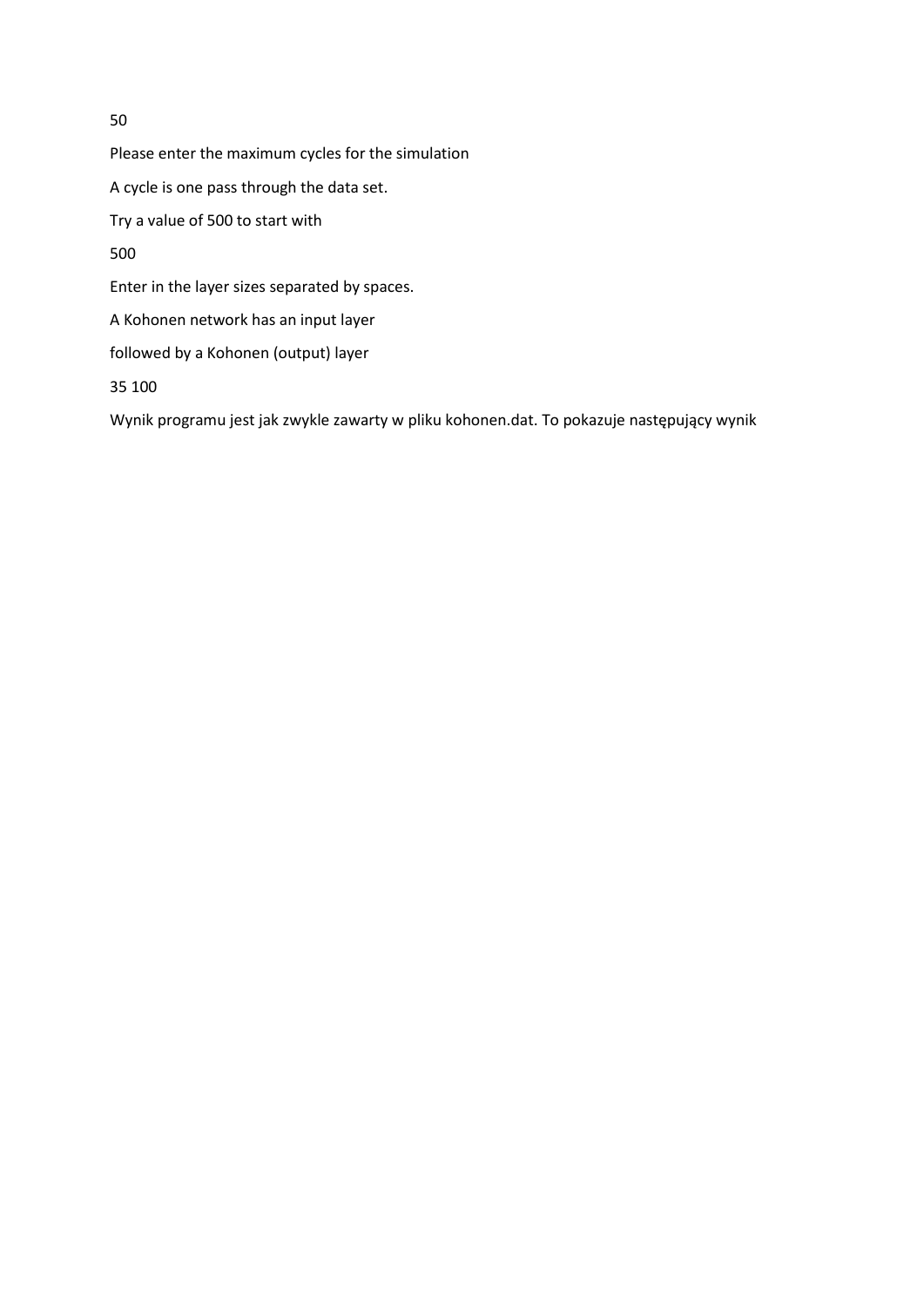50

Please enter the maximum cycles for the simulation

A cycle is one pass through the data set.

Try a value of 500 to start with

500

Enter in the layer sizes separated by spaces.

A Kohonen network has an input layer

followed by a Kohonen (output) layer

35 100

Wynik programu jest jak zwykle zawarty w pliku kohonen.dat. To pokazuje następujący wynik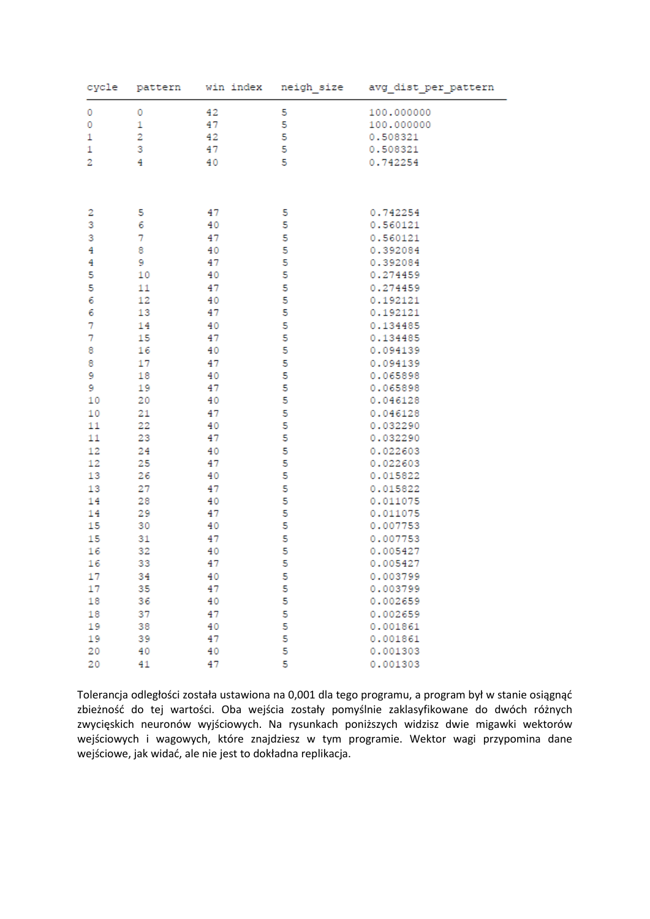| cycle | pattern | win index | neigh_size | avg_dist_per_pattern |
|---|---|---|---|---|
| 0 | 0 | 42 | 5 | 100.000000 |
| 0 | 1 | 47 | 5 | 100.000000 |
| 1 | 2 | 42 | 5 | 0.508321 |
| 1 | 3 | 47 | 5 | 0.508321 |
| 2 | 4 | 40 | 5 | 0.742254 |
| 2 | 5 | 47 | 5 | 0.742254 |
| 3 | 6 | 40 | 5 | 0.560121 |
| 3 | 7 | 47 | 5 | 0.560121 |
| 4 | 8 | 40 | 5 | 0.392084 |
| 4 | 9 | 47 | 5 | 0.392084 |
| 5 | 10 | 40 | 5 | 0.274459 |
| 5 | 11 | 47 | 5 | 0.274459 |
| 6 | 12 | 40 | 5 | 0.192121 |
| 6 | 13 | 47 | 5 | 0.192121 |
| 7 | 14 | 40 | 5 | 0.134485 |
| 7 | 15 | 47 | 5 | 0.134485 |
| 8 | 16 | 40 | 5 | 0.094139 |
| 8 | 17 | 47 | 5 | 0.094139 |
| 9 | 18 | 40 | 5 | 0.065898 |
| 9 | 19 | 47 | 5 | 0.065898 |
| 10 | 20 | 40 | 5 | 0.046128 |
| 10 | 21 | 47 | 5 | 0.046128 |
| 11 | 22 | 40 | 5 | 0.032290 |
| 11 | 23 | 47 | 5 | 0.032290 |
| 12 | 24 | 40 | 5 | 0.022603 |
| 12 | 25 | 47 | 5 | 0.022603 |
| 13 | 26 | 40 | 5 | 0.015822 |
| 13 | 27 | 47 | 5 | 0.015822 |
| 14 | 28 | 40 | 5 | 0.011075 |
| 14 | 29 | 47 | 5 | 0.011075 |
| 15 | 30 | 40 | 5 | 0.007753 |
| 15 | 31 | 47 | 5 | 0.007753 |
| 16 | 32 | 40 | 5 | 0.005427 |
| 16 | 33 | 47 | 5 | 0.005427 |
| 17 | 34 | 40 | 5 | 0.003799 |
| 17 | 35 | 47 | 5 | 0.003799 |
| 18 | 36 | 40 | 5 | 0.002659 |
| 18 | 37 | 47 | 5 | 0.002659 |
| 19 | 38 | 40 | 5 | 0.001861 |
| 19 | 39 | 47 | 5 | 0.001861 |
| 20 | 40 | 40 | 5 | 0.001303 |
| 20 | 41 | 47 | 5 | 0.001303 |

Tolerancja odległości została ustawiona na 0,001 dla tego programu, a program był w stanie osiągnąć zbieżność do tej wartości. Oba wejścia zostały pomyślnie zaklasyfikowane do dwóch różnych zwycięskich neuronów wyjściowych. Na rysunkach poniższych widzisz dwie migawki wektorów wejściowych i wagowych, które znajdziesz w tym programie. Wektor wagi przypomina dane wejściowe, jak widać, ale nie jest to dokładna replikacja.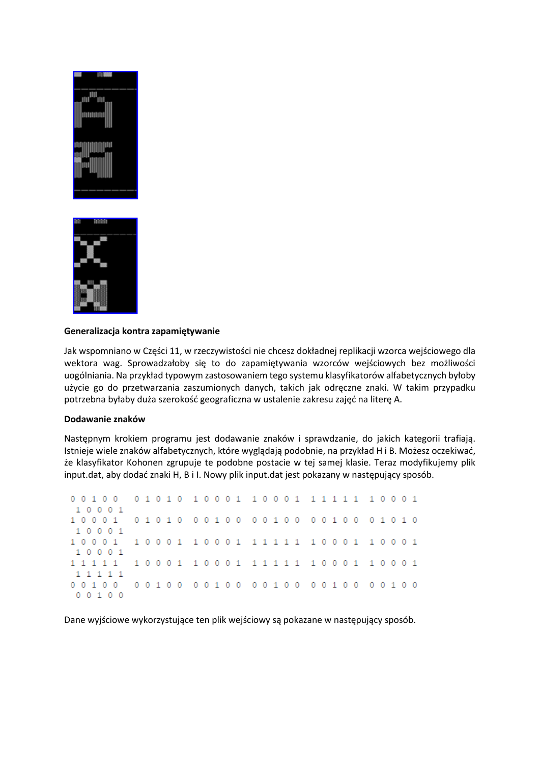## Generalizacja kontra zapamiętywanie

Jak wspomniano w Części 11, w rzeczywistości nie chcesz dokładnej replikacji wzorca wejściowego dla wektora wag. Sprowadzałoby się to do zapamiętywania wzorców wejściowych bez możliwości uogólniania. Na przykład typowym zastosowaniem tego systemu klasyfikatorów alfabetycznych byłoby użycie go do przetwarzania zaszumionych danych, takich jak odręczne znaki. W takim przypadku potrzebna byłaby duża szerokość geograficzna w ustalenie zakresu zajęć na literę A.

## Dodawanie znaków

Następnym krokiem programu jest dodawanie znaków i sprawdzanie, do jakich kategorii trafiają. Istnieje wiele znaków alfabetycznych, które wyglądają podobnie, na przykład H i B. Możesz oczekiwać, że klasyfikator Kohonen zgrupuje te podobne postacie w tej samej klasie. Teraz modyfikujemy plik input.dat, aby dodać znaki H, B i I. Nowy plik input.dat jest pokazany w następujący sposób.

```
0 0 1 0 0   0 1 0 1 0   1 0 0 0 1   1 0 0 0 1   1 1 1 1 1   1 0 0 0 1
 1 0 0 0 1
1 0 0 0 1   0 1 0 1 0   0 0 1 0 0   0 0 1 0 0   0 0 1 0 0   0 1 0 1 0
 1 0 0 0 1
1 0 0 0 1   1 0 0 0 1   1 0 0 0 1   1 1 1 1 1   1 0 0 0 1   1 0 0 0 1
 1 0 0 0 1
1 1 1 1 1   1 0 0 0 1   1 0 0 0 1   1 1 1 1 1   1 0 0 0 1   1 0 0 0 1
 1 1 1 1 1
0 0 1 0 0   0 0 1 0 0   0 0 1 0 0   0 0 1 0 0   0 0 1 0 0   0 0 1 0 0
 0 0 1 0 0
```

Dane wyjściowe wykorzystujące ten plik wejściowy są pokazane w następujący sposób.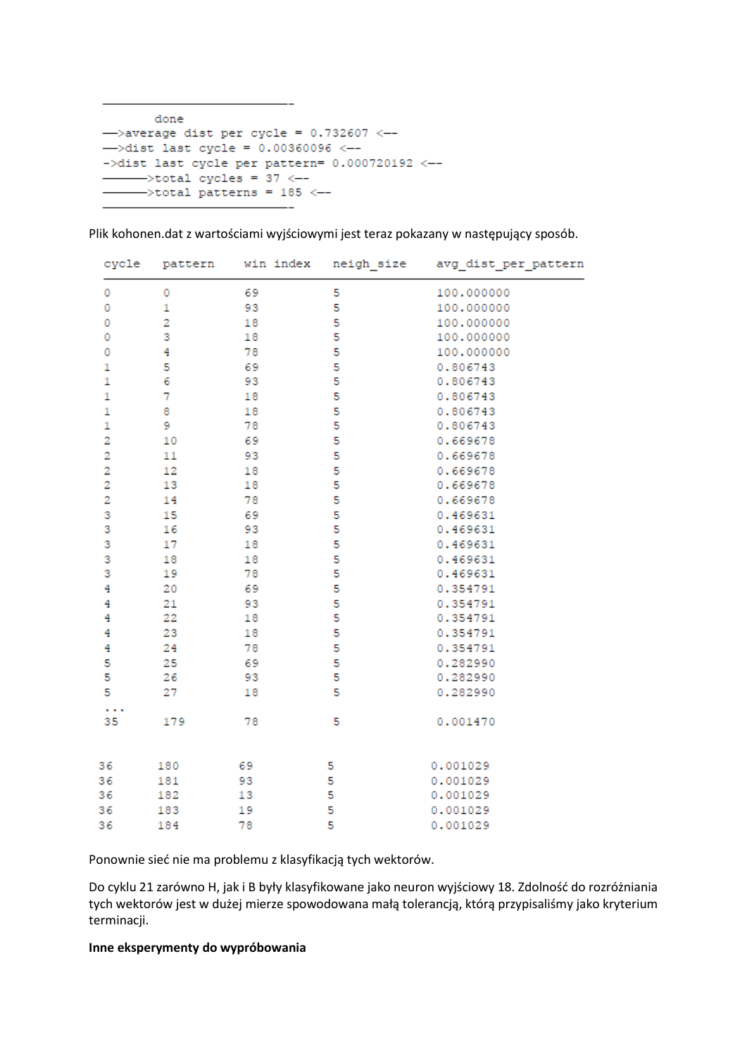```
-----------------------------
        done
-->average dist per cycle = 0.732607 <--
-->dist last cycle = 0.00360096 <--
->dist last cycle per pattern= 0.000720192 <--
------>total cycles = 37 <--
------>total patterns = 185 <--
-----------------------------
```

Plik kohonen.dat z wartościami wyjściowymi jest teraz pokazany w następujący sposób.

| cycle | pattern | win index | neigh_size | avg_dist_per_pattern |
|---|---|---|---|---|
| 0 | 0 | 69 | 5 | 100.000000 |
| 0 | 1 | 93 | 5 | 100.000000 |
| 0 | 2 | 18 | 5 | 100.000000 |
| 0 | 3 | 18 | 5 | 100.000000 |
| 0 | 4 | 78 | 5 | 100.000000 |
| 1 | 5 | 69 | 5 | 0.806743 |
| 1 | 6 | 93 | 5 | 0.806743 |
| 1 | 7 | 18 | 5 | 0.806743 |
| 1 | 8 | 18 | 5 | 0.806743 |
| 1 | 9 | 78 | 5 | 0.806743 |
| 2 | 10 | 69 | 5 | 0.669678 |
| 2 | 11 | 93 | 5 | 0.669678 |
| 2 | 12 | 18 | 5 | 0.669678 |
| 2 | 13 | 18 | 5 | 0.669678 |
| 2 | 14 | 78 | 5 | 0.669678 |
| 3 | 15 | 69 | 5 | 0.469631 |
| 3 | 16 | 93 | 5 | 0.469631 |
| 3 | 17 | 18 | 5 | 0.469631 |
| 3 | 18 | 18 | 5 | 0.469631 |
| 3 | 19 | 78 | 5 | 0.469631 |
| 4 | 20 | 69 | 5 | 0.354791 |
| 4 | 21 | 93 | 5 | 0.354791 |
| 4 | 22 | 18 | 5 | 0.354791 |
| 4 | 23 | 18 | 5 | 0.354791 |
| 4 | 24 | 78 | 5 | 0.354791 |
| 5 | 25 | 69 | 5 | 0.282990 |
| 5 | 26 | 93 | 5 | 0.282990 |
| 5 | 27 | 18 | 5 | 0.282990 |
| ... | | | | |
| 35 | 179 | 78 | 5 | 0.001470 |
| 36 | 180 | 69 | 5 | 0.001029 |
| 36 | 181 | 93 | 5 | 0.001029 |
| 36 | 182 | 13 | 5 | 0.001029 |
| 36 | 183 | 19 | 5 | 0.001029 |
| 36 | 184 | 78 | 5 | 0.001029 |

Ponownie sieć nie ma problemu z klasyfikacją tych wektorów.

Do cyklu 21 zarówno H, jak i B były klasyfikowane jako neuron wyjściowy 18. Zdolność do rozróżniania tych wektorów jest w dużej mierze spowodowana małą tolerancją, którą przypisaliśmy jako kryterium terminacji.

**Inne eksperymenty do wypróbowania**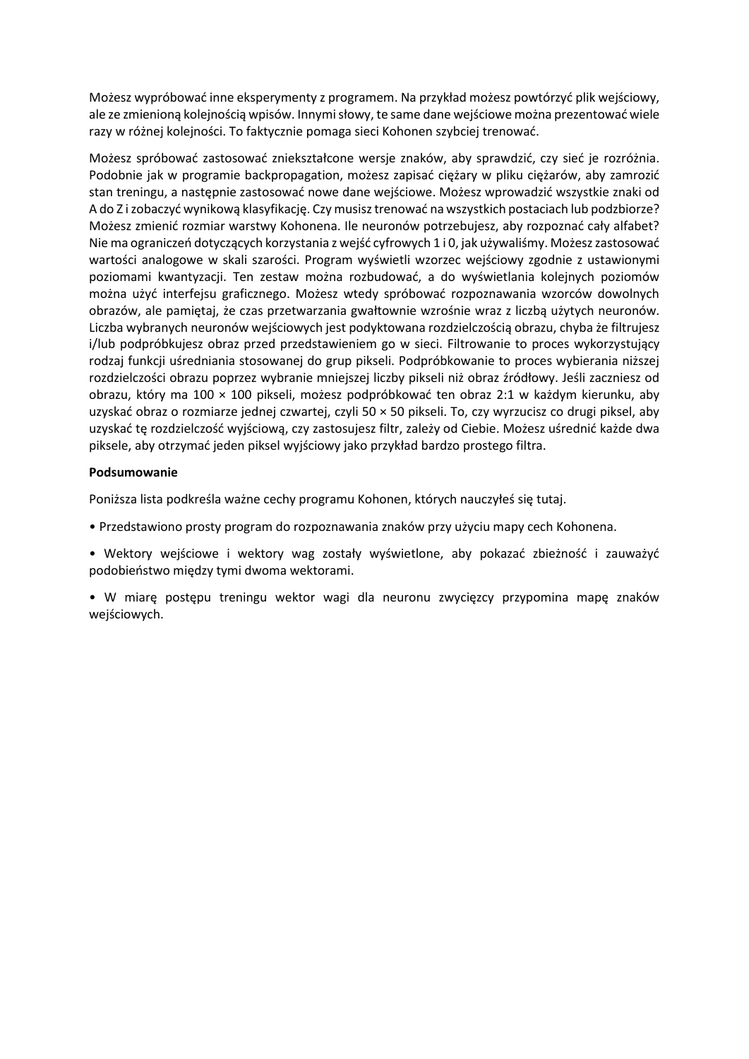Możesz wypróbować inne eksperymenty z programem. Na przykład możesz powtórzyć plik wejściowy, ale ze zmienioną kolejnością wpisów. Innymi słowy, te same dane wejściowe można prezentować wiele razy w różnej kolejności. To faktycznie pomaga sieci Kohonen szybciej trenować.

Możesz spróbować zastosować zniekształcone wersje znaków, aby sprawdzić, czy sieć je rozróżnia. Podobnie jak w programie backpropagation, możesz zapisać ciężary w pliku ciężarów, aby zamrozić stan treningu, a następnie zastosować nowe dane wejściowe. Możesz wprowadzić wszystkie znaki od A do Z i zobaczyć wynikową klasyfikację. Czy musisz trenować na wszystkich postaciach lub podzbiorze? Możesz zmienić rozmiar warstwy Kohonena. Ile neuronów potrzebujesz, aby rozpoznać cały alfabet? Nie ma ograniczeń dotyczących korzystania z wejść cyfrowych 1 i 0, jak używaliśmy. Możesz zastosować wartości analogowe w skali szarości. Program wyświetli wzorzec wejściowy zgodnie z ustawionymi poziomami kwantyzacji. Ten zestaw można rozbudować, a do wyświetlania kolejnych poziomów można użyć interfejsu graficznego. Możesz wtedy spróbować rozpoznawania wzorców dowolnych obrazów, ale pamiętaj, że czas przetwarzania gwałtownie wzrośnie wraz z liczbą użytych neuronów. Liczba wybranych neuronów wejściowych jest podyktowana rozdzielczością obrazu, chyba że filtrujesz i/lub podpróbkujesz obraz przed przedstawieniem go w sieci. Filtrowanie to proces wykorzystujący rodzaj funkcji uśredniania stosowanej do grup pikseli. Podpróbkowanie to proces wybierania niższej rozdzielczości obrazu poprzez wybranie mniejszej liczby pikseli niż obraz źródłowy. Jeśli zaczniesz od obrazu, który ma 100 × 100 pikseli, możesz podpróbkować ten obraz 2:1 w każdym kierunku, aby uzyskać obraz o rozmiarze jednej czwartej, czyli 50 × 50 pikseli. To, czy wyrzucisz co drugi piksel, aby uzyskać tę rozdzielczość wyjściową, czy zastosujesz filtr, zależy od Ciebie. Możesz uśrednić każde dwa piksele, aby otrzymać jeden piksel wyjściowy jako przykład bardzo prostego filtra.

**Podsumowanie**

Poniższa lista podkreśla ważne cechy programu Kohonen, których nauczyłeś się tutaj.

- Przedstawiono prosty program do rozpoznawania znaków przy użyciu mapy cech Kohonena.
- Wektory wejściowe i wektory wag zostały wyświetlone, aby pokazać zbieżność i zauważyć podobieństwo między tymi dwoma wektorami.
- W miarę postępu treningu wektor wagi dla neuronu zwycięzcy przypomina mapę znaków wejściowych.